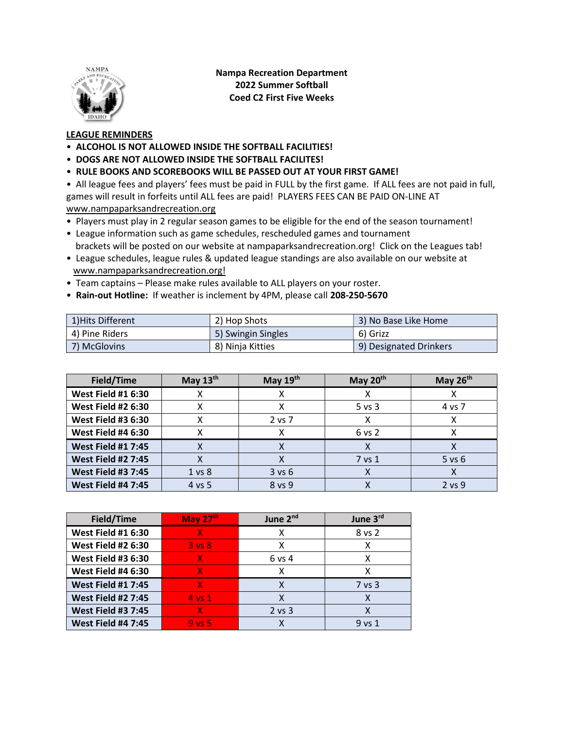**Nampa Recreation Department**
**2022 Summer Softball**
**Coed C2 First Five Weeks**

**LEAGUE REMINDERS**

- **ALCOHOL IS NOT ALLOWED INSIDE THE SOFTBALL FACILITIES!**
- **DOGS ARE NOT ALLOWED INSIDE THE SOFTBALL FACILITES!**
- **RULE BOOKS AND SCOREBOOKS WILL BE PASSED OUT AT YOUR FIRST GAME!**
- All league fees and players' fees must be paid in FULL by the first game. If ALL fees are not paid in full, games will result in forfeits until ALL fees are paid! PLAYERS FEES CAN BE PAID ON-LINE AT www.nampaparksandrecreation.org
- Players must play in 2 regular season games to be eligible for the end of the season tournament!
- League information such as game schedules, rescheduled games and tournament brackets will be posted on our website at nampaparksandrecreation.org! Click on the Leagues tab!
- League schedules, league rules & updated league standings are also available on our website at www.nampaparksandrecreation.org!
- Team captains – Please make rules available to ALL players on your roster.
- **Rain-out Hotline:** If weather is inclement by 4PM, please call **208-250-5670**

| | | |
|---|---|---|
| 1)Hits Different | 2) Hop Shots | 3) No Base Like Home |
| 4) Pine Riders | 5) Swingin Singles | 6) Grizz |
| 7) McGlovins | 8) Ninja Kitties | 9) Designated Drinkers |

| Field/Time | May 13th | May 19th | May 20th | May 26th |
|---|---|---|---|---|
| **West Field #1 6:30** | X | X | X | X |
| **West Field #2 6:30** | X | X | 5 vs 3 | 4 vs 7 |
| **West Field #3 6:30** | X | 2 vs 7 | X | X |
| **West Field #4 6:30** | X | X | 6 vs 2 | X |
| **West Field #1 7:45** | X | X | X | X |
| **West Field #2 7:45** | X | X | 7 vs 1 | 5 vs 6 |
| **West Field #3 7:45** | 1 vs 8 | 3 vs 6 | X | X |
| **West Field #4 7:45** | 4 vs 5 | 8 vs 9 | X | 2 vs 9 |

| Field/Time | May 27th | June 2nd | June 3rd |
|---|---|---|---|
| **West Field #1 6:30** | X | X | 8 vs 2 |
| **West Field #2 6:30** | 3 vs 8 | X | X |
| **West Field #3 6:30** | X | 6 vs 4 | X |
| **West Field #4 6:30** | X | X | X |
| **West Field #1 7:45** | X | X | 7 vs 3 |
| **West Field #2 7:45** | 4 vs 1 | X | X |
| **West Field #3 7:45** | X | 2 vs 3 | X |
| **West Field #4 7:45** | 9 vs 5 | X | 9 vs 1 |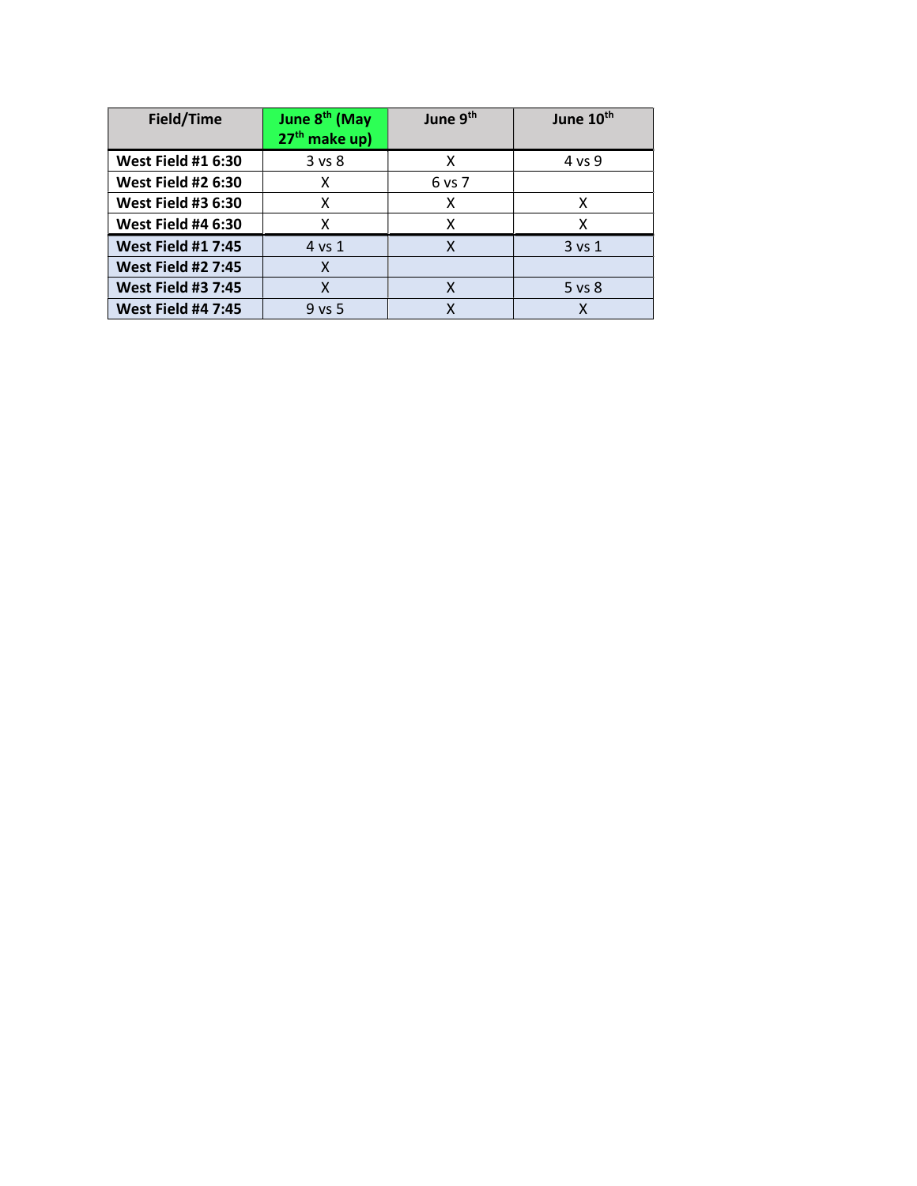| Field/Time | June 8th (May 27th make up) | June 9th | June 10th |
|---|---|---|---|
| **West Field #1 6:30** | 3 vs 8 | X | 4 vs 9 |
| **West Field #2 6:30** | X | 6 vs 7 | |
| **West Field #3 6:30** | X | X | X |
| **West Field #4 6:30** | X | X | X |
| **West Field #1 7:45** | 4 vs 1 | X | 3 vs 1 |
| **West Field #2 7:45** | X | | |
| **West Field #3 7:45** | X | X | 5 vs 8 |
| **West Field #4 7:45** | 9 vs 5 | X | X |